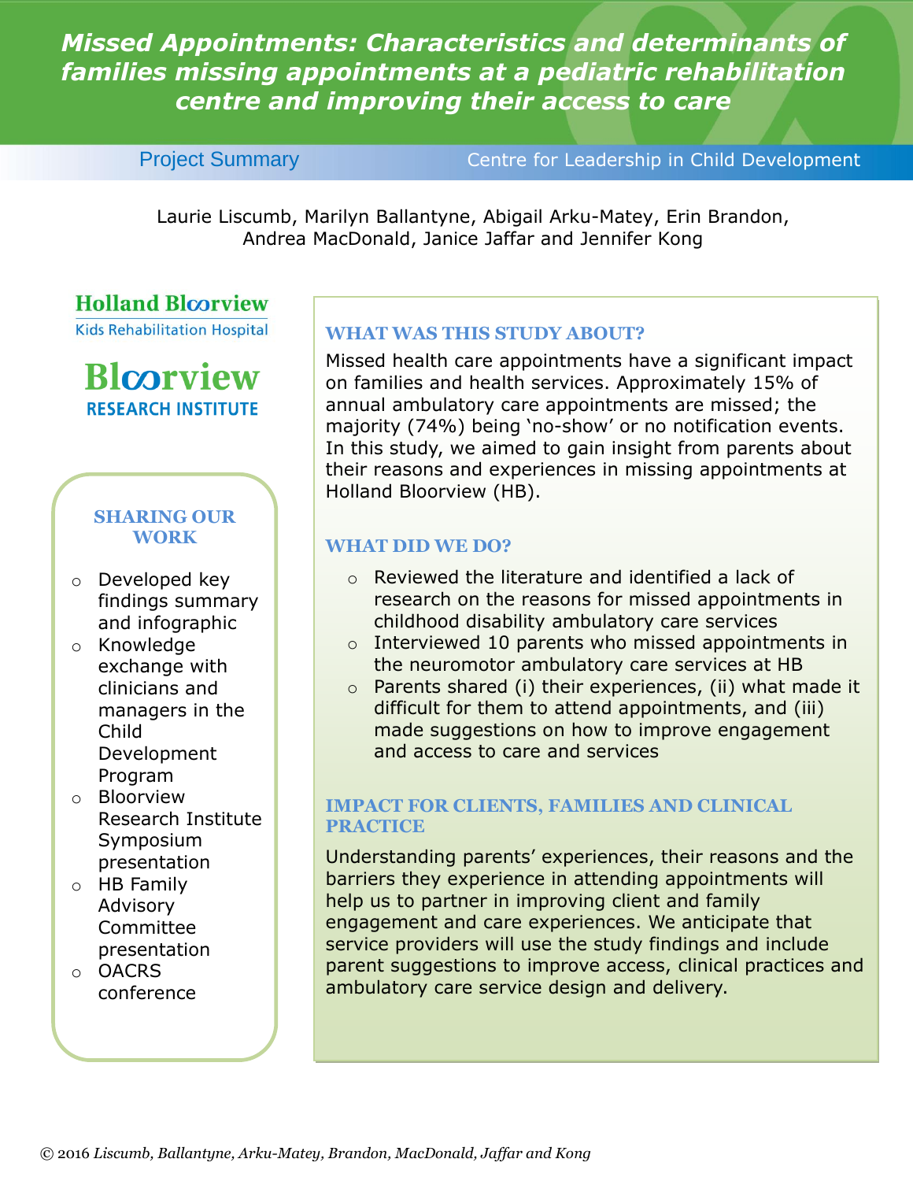# Missed Appointments: Characteristics and determinants of families missing appointments at a pediatric rehabilitation centre and improving their access to care

Project Summary | Centre for Leadership in Child Development

Laurie Liscumb, Marilyn Ballantyne, Abigail Arku-Matey, Erin Brandon, Andrea MacDonald, Janice Jaffar and Jennifer Kong

Holland Bloorview Kids Rehabilitation Hospital

Bloorview Research Institute

## WHAT WAS THIS STUDY ABOUT?

Missed health care appointments have a significant impact on families and health services. Approximately 15% of annual ambulatory care appointments are missed; the majority (74%) being 'no-show' or no notification events. In this study, we aimed to gain insight from parents about their reasons and experiences in missing appointments at Holland Bloorview (HB).

## WHAT DID WE DO?

- Reviewed the literature and identified a lack of research on the reasons for missed appointments in childhood disability ambulatory care services
- Interviewed 10 parents who missed appointments in the neuromotor ambulatory care services at HB
- Parents shared (i) their experiences, (ii) what made it difficult for them to attend appointments, and (iii) made suggestions on how to improve engagement and access to care and services

## IMPACT FOR CLIENTS, FAMILIES AND CLINICAL PRACTICE

Understanding parents' experiences, their reasons and the barriers they experience in attending appointments will help us to partner in improving client and family engagement and care experiences. We anticipate that service providers will use the study findings and include parent suggestions to improve access, clinical practices and ambulatory care service design and delivery.

## SHARING OUR WORK

- Developed key findings summary and infographic
- Knowledge exchange with clinicians and managers in the Child Development Program
- Bloorview Research Institute Symposium presentation
- HB Family Advisory Committee presentation
- OACRS conference

© 2016 *Liscumb, Ballantyne, Arku-Matey, Brandon, MacDonald, Jaffar and Kong*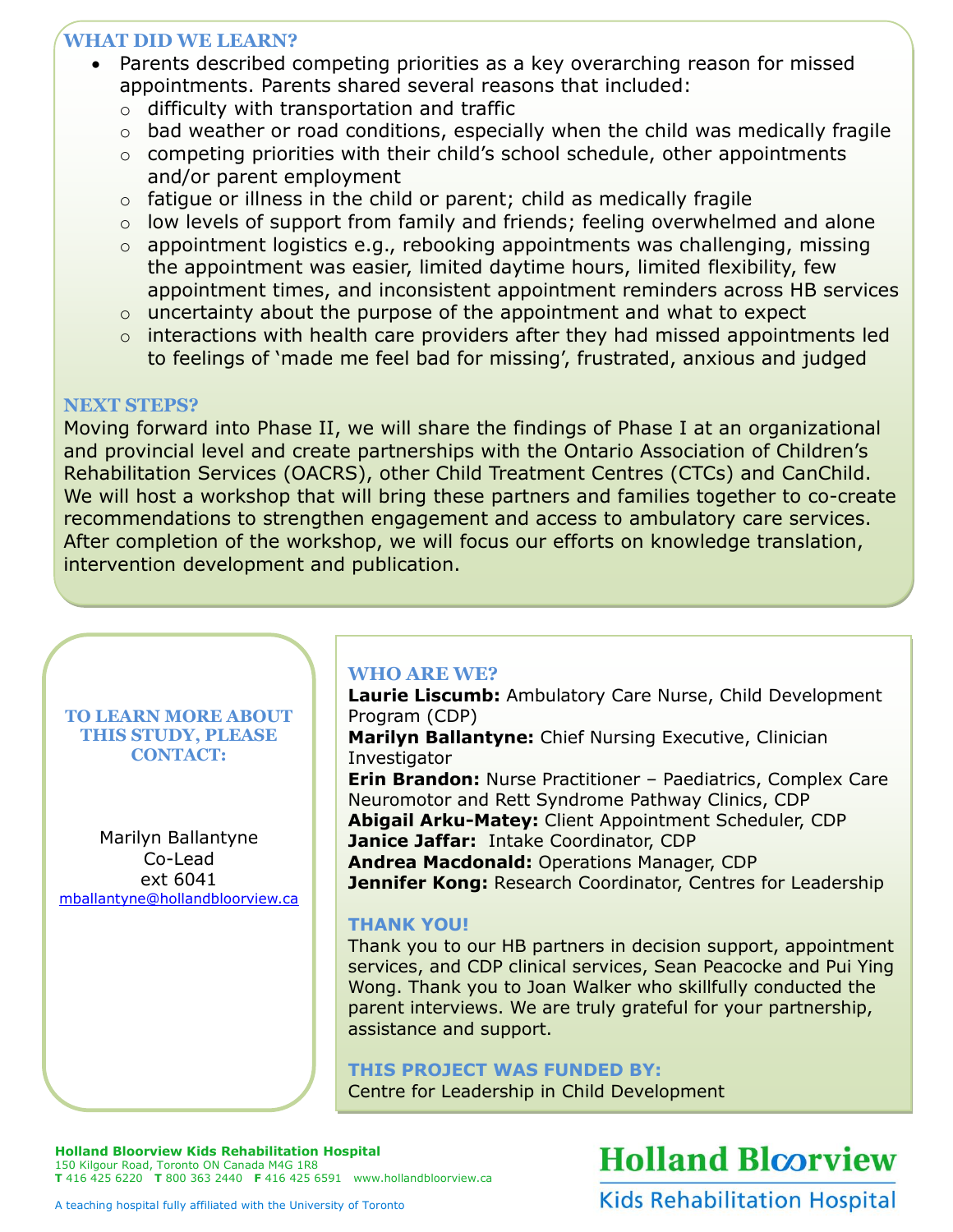## WHAT DID WE LEARN?

- Parents described competing priorities as a key overarching reason for missed appointments. Parents shared several reasons that included:
  - difficulty with transportation and traffic
  - bad weather or road conditions, especially when the child was medically fragile
  - competing priorities with their child's school schedule, other appointments and/or parent employment
  - fatigue or illness in the child or parent; child as medically fragile
  - low levels of support from family and friends; feeling overwhelmed and alone
  - appointment logistics e.g., rebooking appointments was challenging, missing the appointment was easier, limited daytime hours, limited flexibility, few appointment times, and inconsistent appointment reminders across HB services
  - uncertainty about the purpose of the appointment and what to expect
  - interactions with health care providers after they had missed appointments led to feelings of 'made me feel bad for missing', frustrated, anxious and judged

## NEXT STEPS?

Moving forward into Phase II, we will share the findings of Phase I at an organizational and provincial level and create partnerships with the Ontario Association of Children's Rehabilitation Services (OACRS), other Child Treatment Centres (CTCs) and CanChild. We will host a workshop that will bring these partners and families together to co-create recommendations to strengthen engagement and access to ambulatory care services. After completion of the workshop, we will focus our efforts on knowledge translation, intervention development and publication.

## TO LEARN MORE ABOUT THIS STUDY, PLEASE CONTACT:

Marilyn Ballantyne
Co-Lead
ext 6041
mballantyne@hollandbloorview.ca

## WHO ARE WE?

**Laurie Liscumb:** Ambulatory Care Nurse, Child Development Program (CDP)
**Marilyn Ballantyne:** Chief Nursing Executive, Clinician Investigator
**Erin Brandon:** Nurse Practitioner – Paediatrics, Complex Care Neuromotor and Rett Syndrome Pathway Clinics, CDP
**Abigail Arku-Matey:** Client Appointment Scheduler, CDP
**Janice Jaffar:** Intake Coordinator, CDP
**Andrea Macdonald:** Operations Manager, CDP
**Jennifer Kong:** Research Coordinator, Centres for Leadership

## THANK YOU!

Thank you to our HB partners in decision support, appointment services, and CDP clinical services, Sean Peacocke and Pui Ying Wong. Thank you to Joan Walker who skillfully conducted the parent interviews. We are truly grateful for your partnership, assistance and support.

## THIS PROJECT WAS FUNDED BY:

Centre for Leadership in Child Development

**Holland Bloorview Kids Rehabilitation Hospital**
150 Kilgour Road, Toronto ON Canada M4G 1R8
**T** 416 425 6220 **T** 800 363 2440 **F** 416 425 6591 www.hollandbloorview.ca

A teaching hospital fully affiliated with the University of Toronto

Holland Bloorview
Kids Rehabilitation Hospital